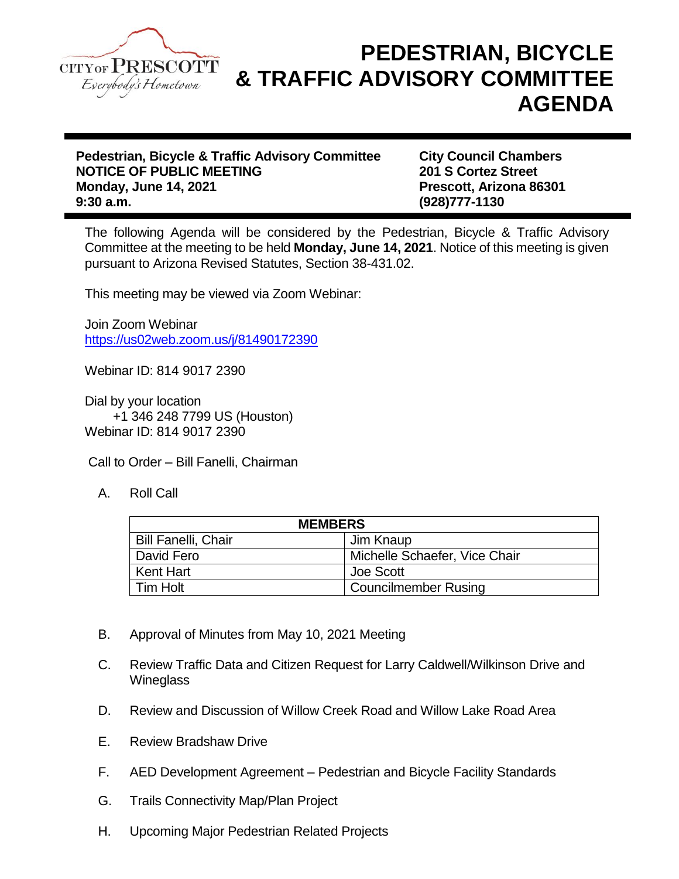CITY OF PRESCOTT
*Everybody's Hometown*

# PEDESTRIAN, BICYCLE & TRAFFIC ADVISORY COMMITTEE AGENDA

**Pedestrian, Bicycle & Traffic Advisory Committee**
**NOTICE OF PUBLIC MEETING**
**Monday, June 14, 2021**
**9:30 a.m.**

**City Council Chambers**
**201 S Cortez Street**
**Prescott, Arizona 86301**
**(928)777-1130**

The following Agenda will be considered by the Pedestrian, Bicycle & Traffic Advisory Committee at the meeting to be held **Monday, June 14, 2021**. Notice of this meeting is given pursuant to Arizona Revised Statutes, Section 38-431.02.

This meeting may be viewed via Zoom Webinar:

Join Zoom Webinar
https://us02web.zoom.us/j/81490172390

Webinar ID: 814 9017 2390

Dial by your location
+1 346 248 7799 US (Houston)
Webinar ID: 814 9017 2390

Call to Order – Bill Fanelli, Chairman

A. Roll Call

| MEMBERS | |
|---|---|
| Bill Fanelli, Chair | Jim Knaup |
| David Fero | Michelle Schaefer, Vice Chair |
| Kent Hart | Joe Scott |
| Tim Holt | Councilmember Rusing |

B. Approval of Minutes from May 10, 2021 Meeting

C. Review Traffic Data and Citizen Request for Larry Caldwell/Wilkinson Drive and Wineglass

D. Review and Discussion of Willow Creek Road and Willow Lake Road Area

E. Review Bradshaw Drive

F. AED Development Agreement – Pedestrian and Bicycle Facility Standards

G. Trails Connectivity Map/Plan Project

H. Upcoming Major Pedestrian Related Projects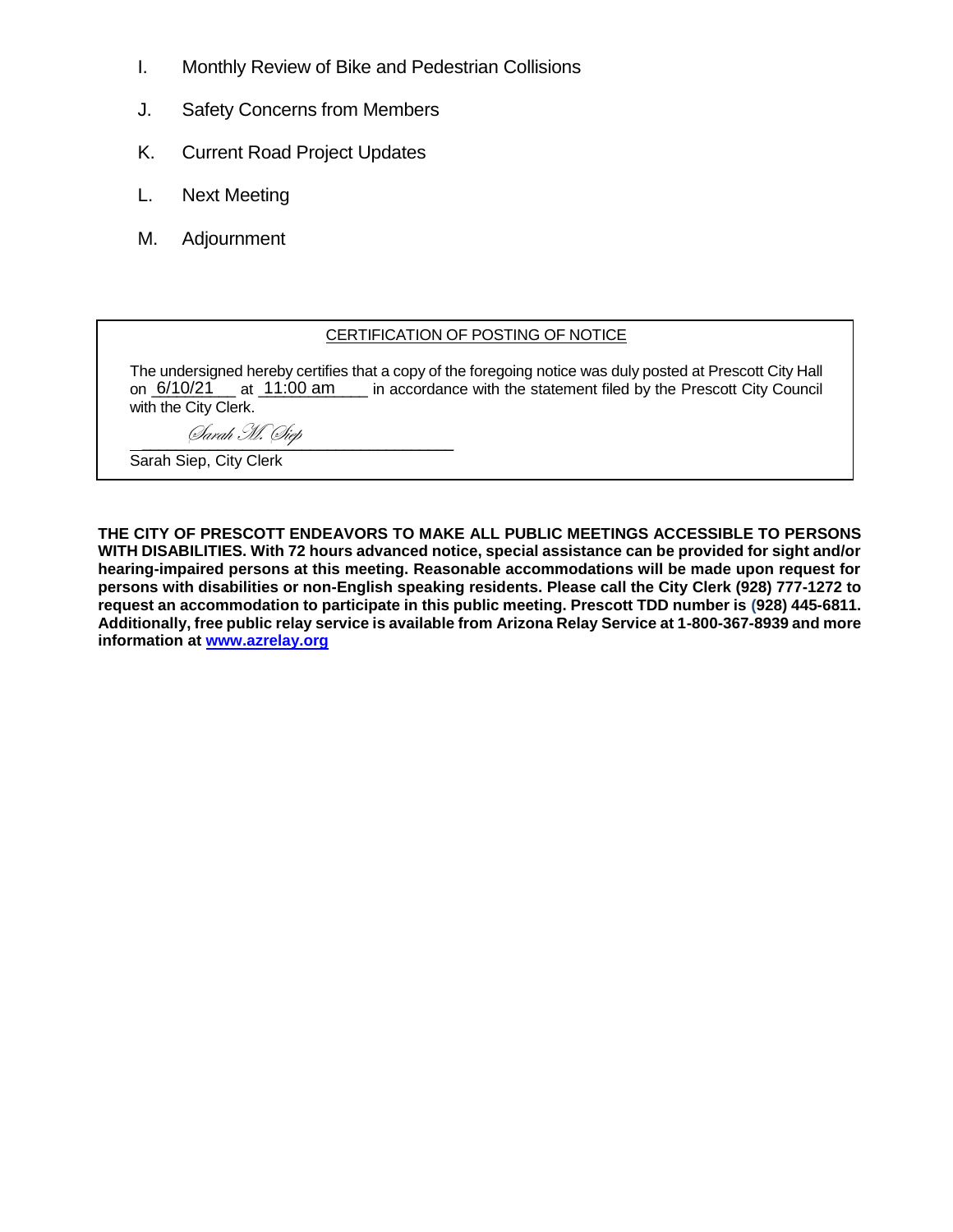I. Monthly Review of Bike and Pedestrian Collisions

J. Safety Concerns from Members

K. Current Road Project Updates

L. Next Meeting

M. Adjournment

CERTIFICATION OF POSTING OF NOTICE

The undersigned hereby certifies that a copy of the foregoing notice was duly posted at Prescott City Hall on 6/10/21 at 11:00 am in accordance with the statement filed by the Prescott City Council with the City Clerk.

*Sarah M. Siep*

Sarah Siep, City Clerk

**THE CITY OF PRESCOTT ENDEAVORS TO MAKE ALL PUBLIC MEETINGS ACCESSIBLE TO PERSONS WITH DISABILITIES. With 72 hours advanced notice, special assistance can be provided for sight and/or hearing-impaired persons at this meeting. Reasonable accommodations will be made upon request for persons with disabilities or non-English speaking residents. Please call the City Clerk (928) 777-1272 to request an accommodation to participate in this public meeting. Prescott TDD number is (928) 445-6811. Additionally, free public relay service is available from Arizona Relay Service at 1-800-367-8939 and more information at [www.azrelay.org](http://www.azrelay.org)**